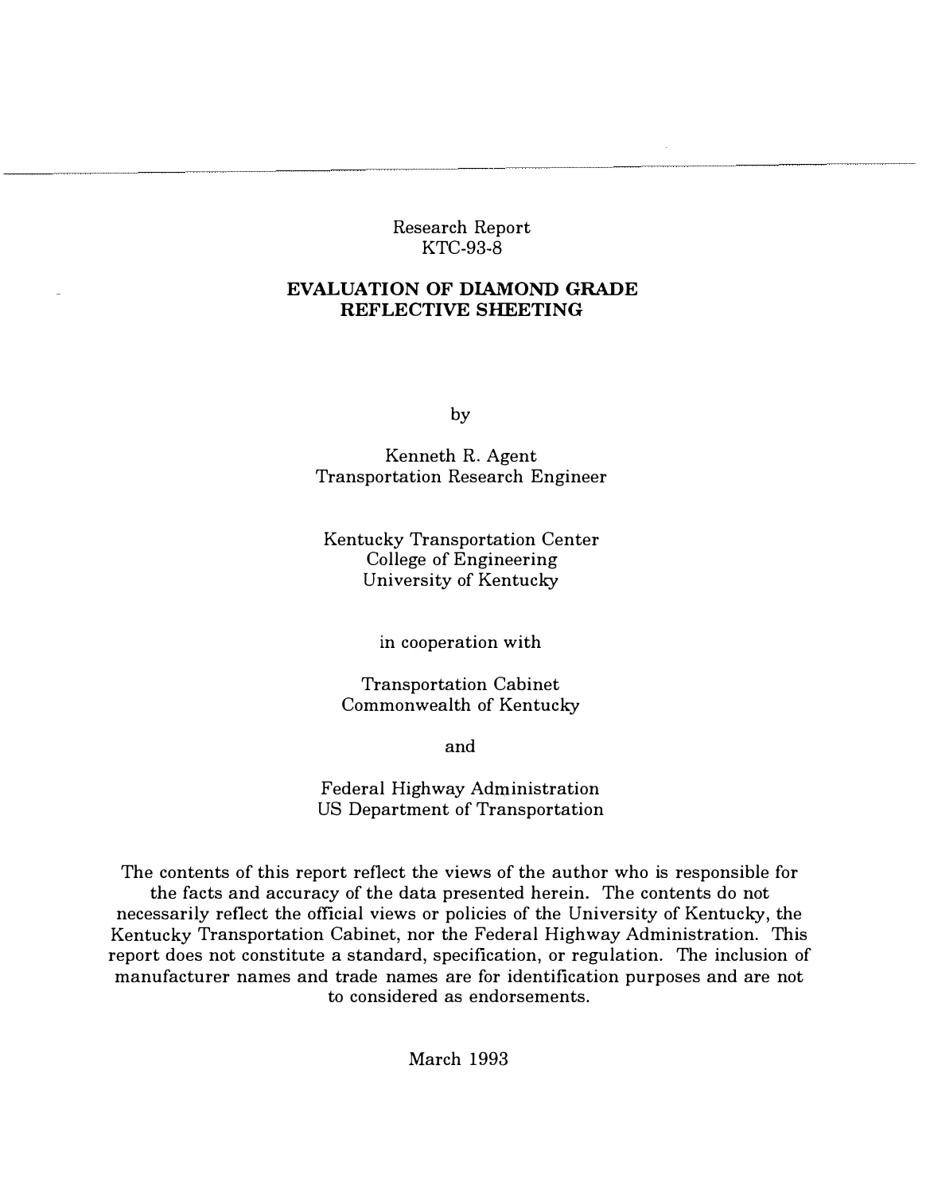Research Report
KTC-93-8

# EVALUATION OF DIAMOND GRADE REFLECTIVE SHEETING

by

Kenneth R. Agent
Transportation Research Engineer

Kentucky Transportation Center
College of Engineering
University of Kentucky

in cooperation with

Transportation Cabinet
Commonwealth of Kentucky

and

Federal Highway Administration
US Department of Transportation

The contents of this report reflect the views of the author who is responsible for the facts and accuracy of the data presented herein. The contents do not necessarily reflect the official views or policies of the University of Kentucky, the Kentucky Transportation Cabinet, nor the Federal Highway Administration. This report does not constitute a standard, specification, or regulation. The inclusion of manufacturer names and trade names are for identification purposes and are not to considered as endorsements.

March 1993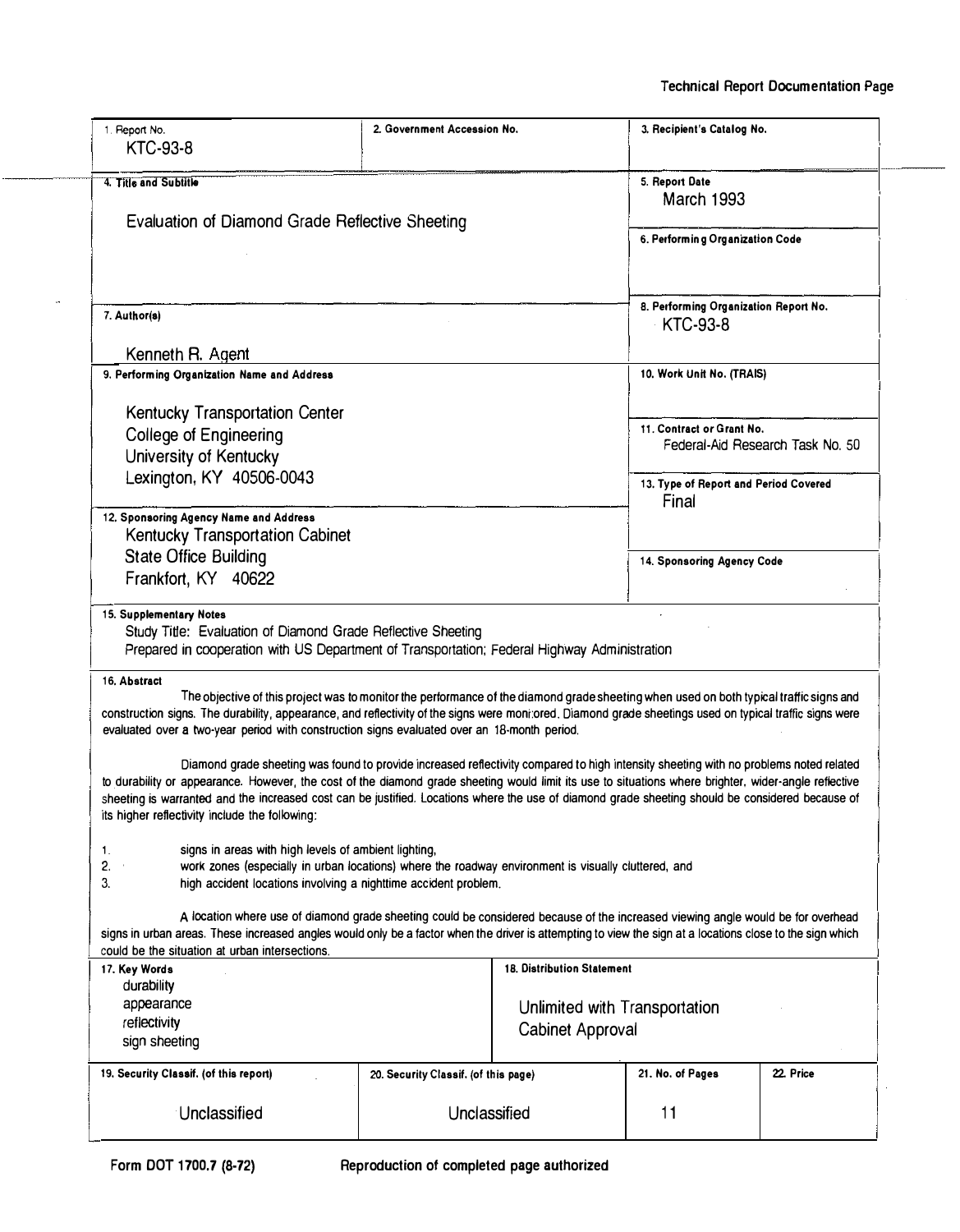Technical Report Documentation Page

| 1. Report No. | 2. Government Accession No. | 3. Recipient's Catalog No. |
|---|---|---|
| KTC-93-8 | | |

| 4. Title and Subtitle | 5. Report Date |
|---|---|
| Evaluation of Diamond Grade Reflective Sheeting | March 1993 |
| | 6. Performing Organization Code |
| 7. Author(s) | 8. Performing Organization Report No. |
| Kenneth R. Agent | KTC-93-8 |
| 9. Performing Organization Name and Address | 10. Work Unit No. (TRAIS) |
| Kentucky Transportation Center<br>College of Engineering<br>University of Kentucky<br>Lexington, KY 40506-0043 | 11. Contract or Grant No.<br>Federal-Aid Research Task No. 50 |
| | 13. Type of Report and Period Covered<br>Final |
| 12. Sponsoring Agency Name and Address<br>Kentucky Transportation Cabinet<br>State Office Building<br>Frankfort, KY 40622 | 14. Sponsoring Agency Code |

**15. Supplementary Notes**

Study Title: Evaluation of Diamond Grade Reflective Sheeting
Prepared in cooperation with US Department of Transportation; Federal Highway Administration

**16. Abstract**

The objective of this project was to monitor the performance of the diamond grade sheeting when used on both typical traffic signs and construction signs. The durability, appearance, and reflectivity of the signs were monitored. Diamond grade sheetings used on typical traffic signs were evaluated over a two-year period with construction signs evaluated over an 18-month period.

Diamond grade sheeting was found to provide increased reflectivity compared to high intensity sheeting with no problems noted related to durability or appearance. However, the cost of the diamond grade sheeting would limit its use to situations where brighter, wider-angle reflective sheeting is warranted and the increased cost can be justified. Locations where the use of diamond grade sheeting should be considered because of its higher reflectivity include the following:

1. signs in areas with high levels of ambient lighting,
2. work zones (especially in urban locations) where the roadway environment is visually cluttered, and
3. high accident locations involving a nighttime accident problem.

A location where use of diamond grade sheeting could be considered because of the increased viewing angle would be for overhead signs in urban areas. These increased angles would only be a factor when the driver is attempting to view the sign at a locations close to the sign which could be the situation at urban intersections.

| 17. Key Words | 18. Distribution Statement |
|---|---|
| durability<br>appearance<br>reflectivity<br>sign sheeting | Unlimited with Transportation Cabinet Approval |

| 19. Security Classif. (of this report) | 20. Security Classif. (of this page) | 21. No. of Pages | 22. Price |
|---|---|---|---|
| Unclassified | Unclassified | 11 | |

Form DOT 1700.7 (8-72) Reproduction of completed page authorized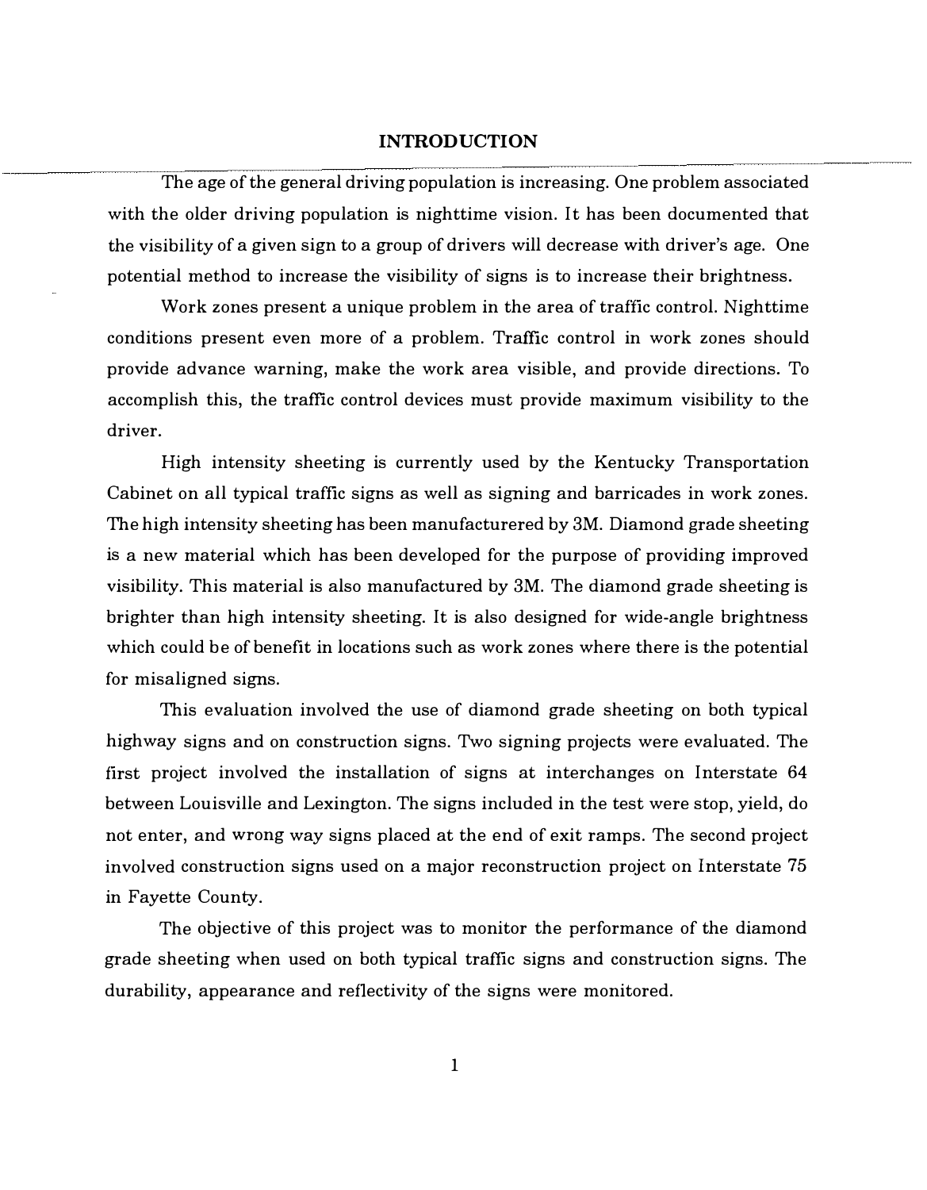# INTRODUCTION

The age of the general driving population is increasing. One problem associated with the older driving population is nighttime vision. It has been documented that the visibility of a given sign to a group of drivers will decrease with driver's age. One potential method to increase the visibility of signs is to increase their brightness.

Work zones present a unique problem in the area of traffic control. Nighttime conditions present even more of a problem. Traffic control in work zones should provide advance warning, make the work area visible, and provide directions. To accomplish this, the traffic control devices must provide maximum visibility to the driver.

High intensity sheeting is currently used by the Kentucky Transportation Cabinet on all typical traffic signs as well as signing and barricades in work zones. The high intensity sheeting has been manufacturered by 3M. Diamond grade sheeting is a new material which has been developed for the purpose of providing improved visibility. This material is also manufactured by 3M. The diamond grade sheeting is brighter than high intensity sheeting. It is also designed for wide-angle brightness which could be of benefit in locations such as work zones where there is the potential for misaligned signs.

This evaluation involved the use of diamond grade sheeting on both typical highway signs and on construction signs. Two signing projects were evaluated. The first project involved the installation of signs at interchanges on Interstate 64 between Louisville and Lexington. The signs included in the test were stop, yield, do not enter, and wrong way signs placed at the end of exit ramps. The second project involved construction signs used on a major reconstruction project on Interstate 75 in Fayette County.

The objective of this project was to monitor the performance of the diamond grade sheeting when used on both typical traffic signs and construction signs. The durability, appearance and reflectivity of the signs were monitored.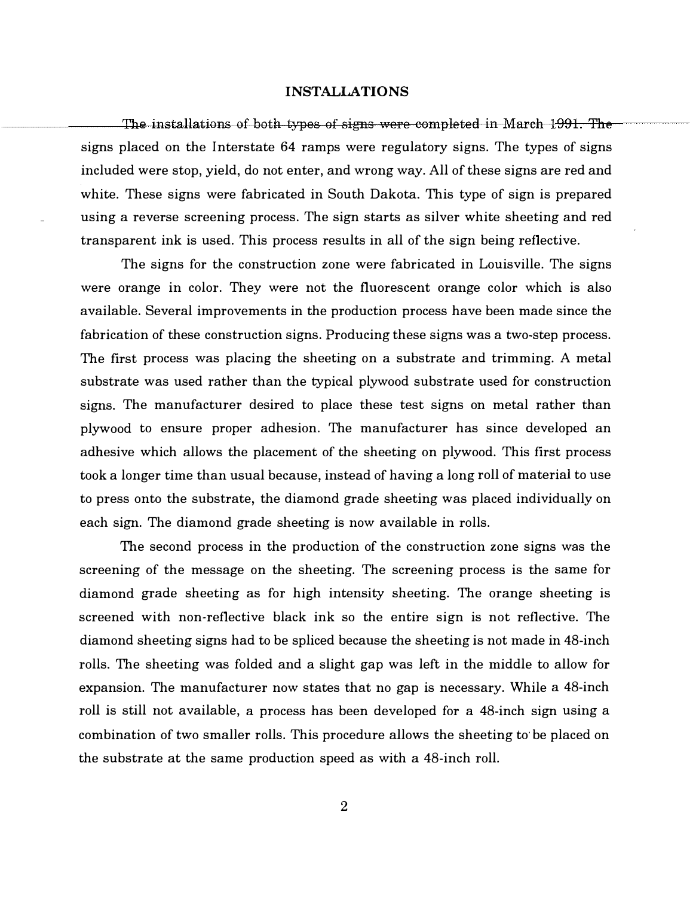## INSTALLATIONS

The installations of both types of signs were completed in March 1991. The signs placed on the Interstate 64 ramps were regulatory signs. The types of signs included were stop, yield, do not enter, and wrong way. All of these signs are red and white. These signs were fabricated in South Dakota. This type of sign is prepared using a reverse screening process. The sign starts as silver white sheeting and red transparent ink is used. This process results in all of the sign being reflective.

The signs for the construction zone were fabricated in Louisville. The signs were orange in color. They were not the fluorescent orange color which is also available. Several improvements in the production process have been made since the fabrication of these construction signs. Producing these signs was a two-step process. The first process was placing the sheeting on a substrate and trimming. A metal substrate was used rather than the typical plywood substrate used for construction signs. The manufacturer desired to place these test signs on metal rather than plywood to ensure proper adhesion. The manufacturer has since developed an adhesive which allows the placement of the sheeting on plywood. This first process took a longer time than usual because, instead of having a long roll of material to use to press onto the substrate, the diamond grade sheeting was placed individually on each sign. The diamond grade sheeting is now available in rolls.

The second process in the production of the construction zone signs was the screening of the message on the sheeting. The screening process is the same for diamond grade sheeting as for high intensity sheeting. The orange sheeting is screened with non-reflective black ink so the entire sign is not reflective. The diamond sheeting signs had to be spliced because the sheeting is not made in 48-inch rolls. The sheeting was folded and a slight gap was left in the middle to allow for expansion. The manufacturer now states that no gap is necessary. While a 48-inch roll is still not available, a process has been developed for a 48-inch sign using a combination of two smaller rolls. This procedure allows the sheeting to be placed on the substrate at the same production speed as with a 48-inch roll.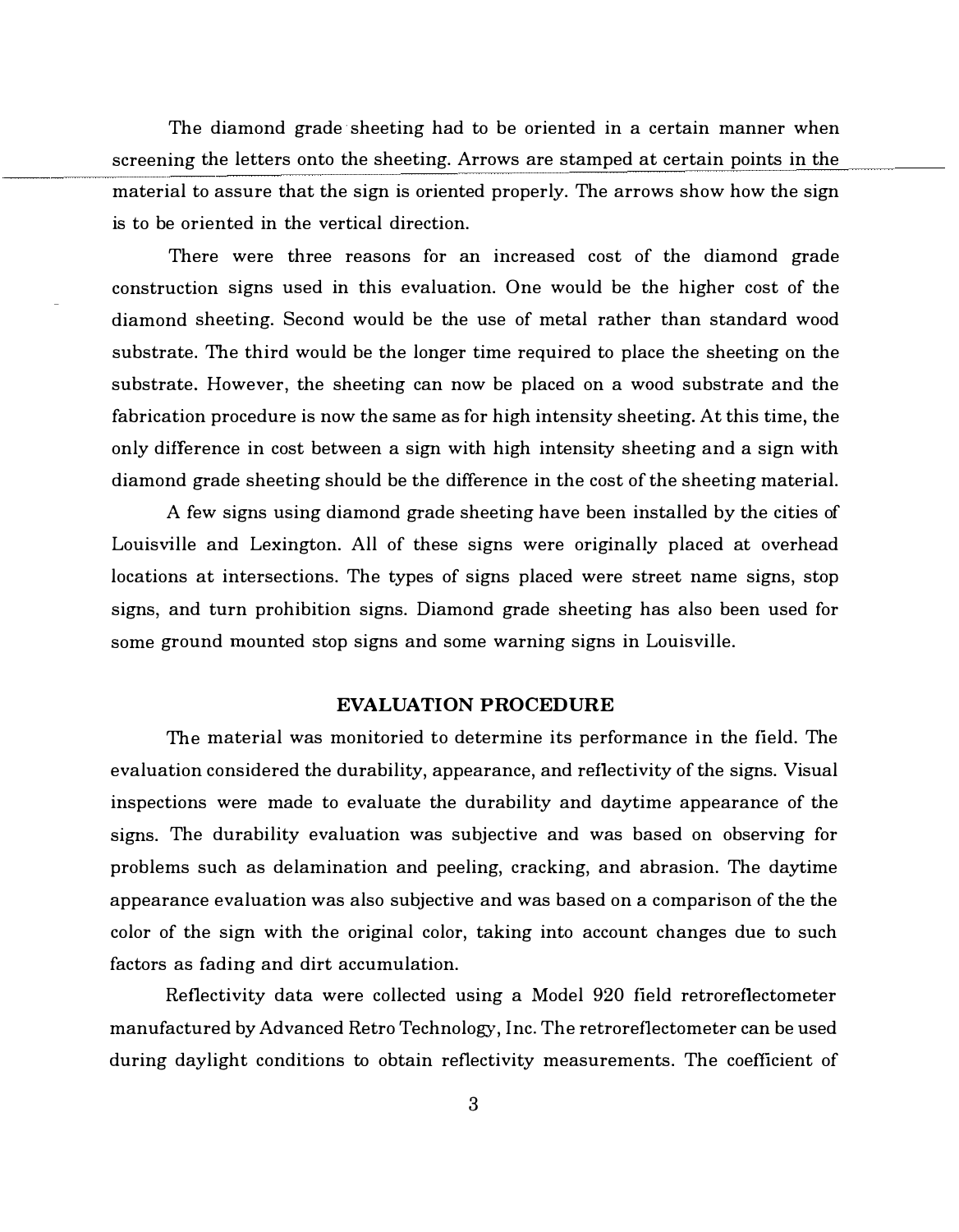The diamond grade sheeting had to be oriented in a certain manner when screening the letters onto the sheeting. Arrows are stamped at certain points in the material to assure that the sign is oriented properly. The arrows show how the sign is to be oriented in the vertical direction.

There were three reasons for an increased cost of the diamond grade construction signs used in this evaluation. One would be the higher cost of the diamond sheeting. Second would be the use of metal rather than standard wood substrate. The third would be the longer time required to place the sheeting on the substrate. However, the sheeting can now be placed on a wood substrate and the fabrication procedure is now the same as for high intensity sheeting. At this time, the only difference in cost between a sign with high intensity sheeting and a sign with diamond grade sheeting should be the difference in the cost of the sheeting material.

A few signs using diamond grade sheeting have been installed by the cities of Louisville and Lexington. All of these signs were originally placed at overhead locations at intersections. The types of signs placed were street name signs, stop signs, and turn prohibition signs. Diamond grade sheeting has also been used for some ground mounted stop signs and some warning signs in Louisville.

## EVALUATION PROCEDURE

The material was monitoried to determine its performance in the field. The evaluation considered the durability, appearance, and reflectivity of the signs. Visual inspections were made to evaluate the durability and daytime appearance of the signs. The durability evaluation was subjective and was based on observing for problems such as delamination and peeling, cracking, and abrasion. The daytime appearance evaluation was also subjective and was based on a comparison of the the color of the sign with the original color, taking into account changes due to such factors as fading and dirt accumulation.

Reflectivity data were collected using a Model 920 field retroreflectometer manufactured by Advanced Retro Technology, Inc. The retroreflectometer can be used during daylight conditions to obtain reflectivity measurements. The coefficient of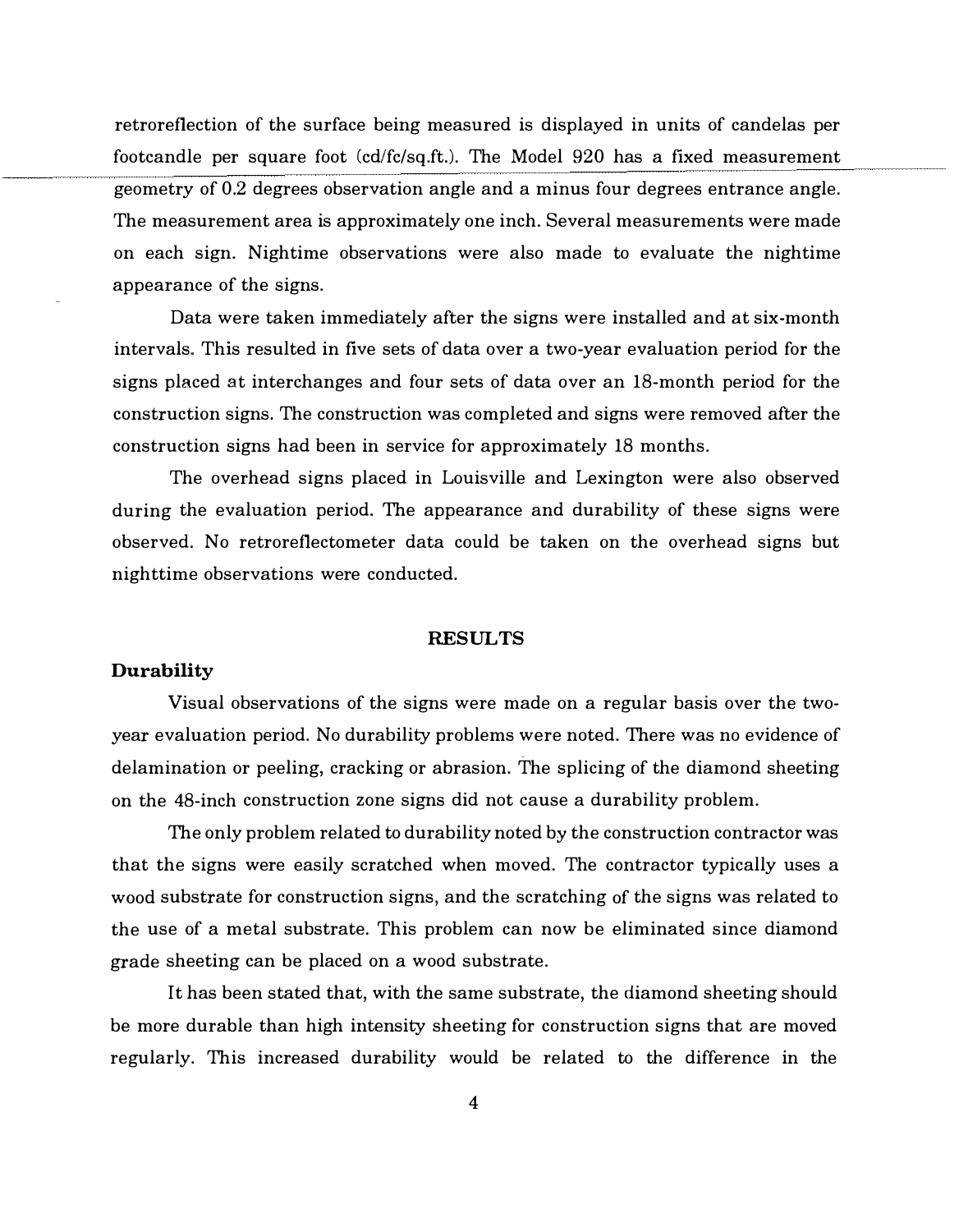retroreflection of the surface being measured is displayed in units of candelas per footcandle per square foot (cd/fc/sq.ft.). The Model 920 has a fixed measurement geometry of 0.2 degrees observation angle and a minus four degrees entrance angle. The measurement area is approximately one inch. Several measurements were made on each sign. Nightime observations were also made to evaluate the nightime appearance of the signs.

Data were taken immediately after the signs were installed and at six-month intervals. This resulted in five sets of data over a two-year evaluation period for the signs placed at interchanges and four sets of data over an 18-month period for the construction signs. The construction was completed and signs were removed after the construction signs had been in service for approximately 18 months.

The overhead signs placed in Louisville and Lexington were also observed during the evaluation period. The appearance and durability of these signs were observed. No retroreflectometer data could be taken on the overhead signs but nighttime observations were conducted.

## RESULTS

### Durability

Visual observations of the signs were made on a regular basis over the two-year evaluation period. No durability problems were noted. There was no evidence of delamination or peeling, cracking or abrasion. The splicing of the diamond sheeting on the 48-inch construction zone signs did not cause a durability problem.

The only problem related to durability noted by the construction contractor was that the signs were easily scratched when moved. The contractor typically uses a wood substrate for construction signs, and the scratching of the signs was related to the use of a metal substrate. This problem can now be eliminated since diamond grade sheeting can be placed on a wood substrate.

It has been stated that, with the same substrate, the diamond sheeting should be more durable than high intensity sheeting for construction signs that are moved regularly. This increased durability would be related to the difference in the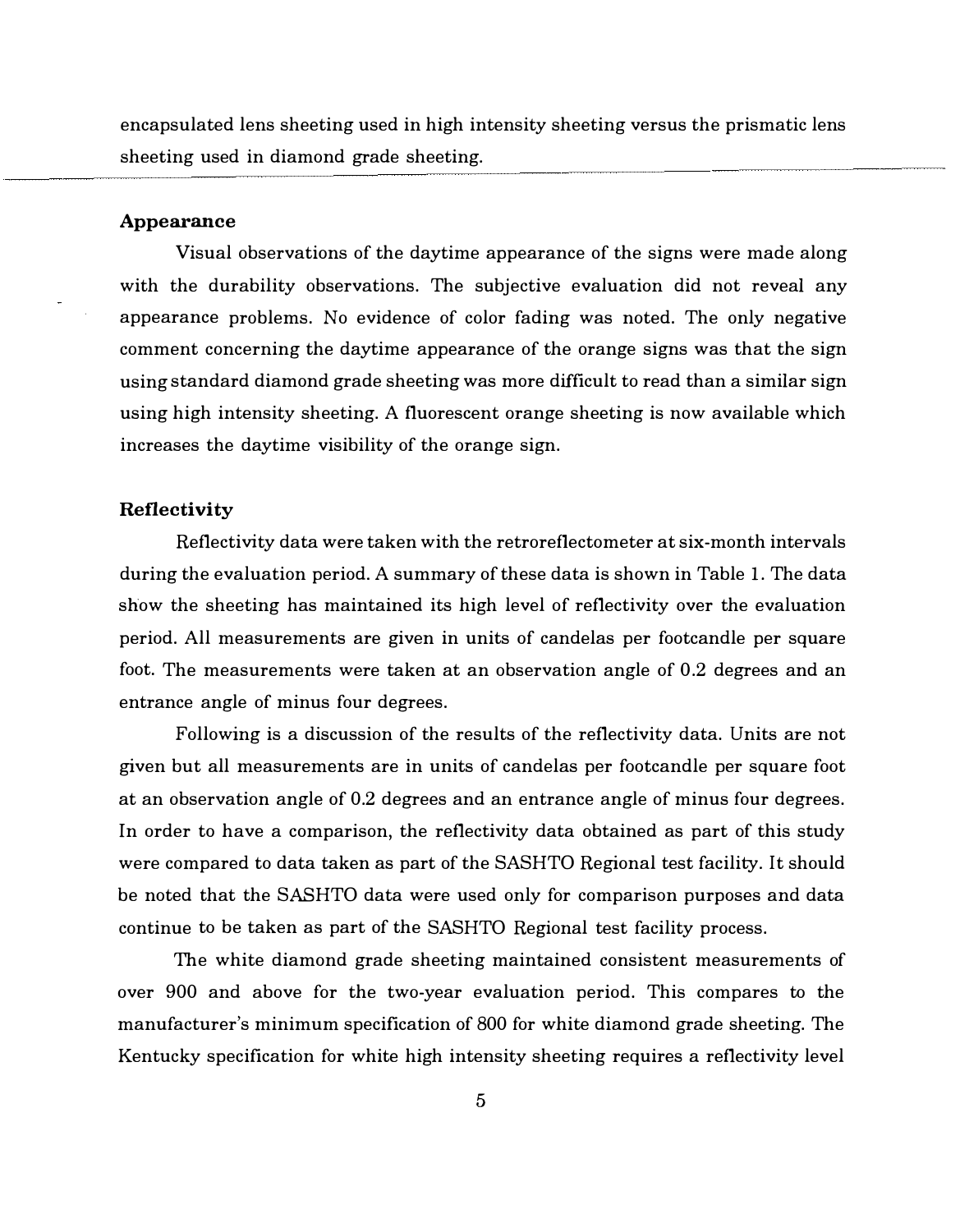encapsulated lens sheeting used in high intensity sheeting versus the prismatic lens sheeting used in diamond grade sheeting.

### Appearance

Visual observations of the daytime appearance of the signs were made along with the durability observations. The subjective evaluation did not reveal any appearance problems. No evidence of color fading was noted. The only negative comment concerning the daytime appearance of the orange signs was that the sign using standard diamond grade sheeting was more difficult to read than a similar sign using high intensity sheeting. A fluorescent orange sheeting is now available which increases the daytime visibility of the orange sign.

### Reflectivity

Reflectivity data were taken with the retroreflectometer at six-month intervals during the evaluation period. A summary of these data is shown in Table 1. The data show the sheeting has maintained its high level of reflectivity over the evaluation period. All measurements are given in units of candelas per footcandle per square foot. The measurements were taken at an observation angle of 0.2 degrees and an entrance angle of minus four degrees.

Following is a discussion of the results of the reflectivity data. Units are not given but all measurements are in units of candelas per footcandle per square foot at an observation angle of 0.2 degrees and an entrance angle of minus four degrees. In order to have a comparison, the reflectivity data obtained as part of this study were compared to data taken as part of the SASHTO Regional test facility. It should be noted that the SASHTO data were used only for comparison purposes and data continue to be taken as part of the SASHTO Regional test facility process.

The white diamond grade sheeting maintained consistent measurements of over 900 and above for the two-year evaluation period. This compares to the manufacturer's minimum specification of 800 for white diamond grade sheeting. The Kentucky specification for white high intensity sheeting requires a reflectivity level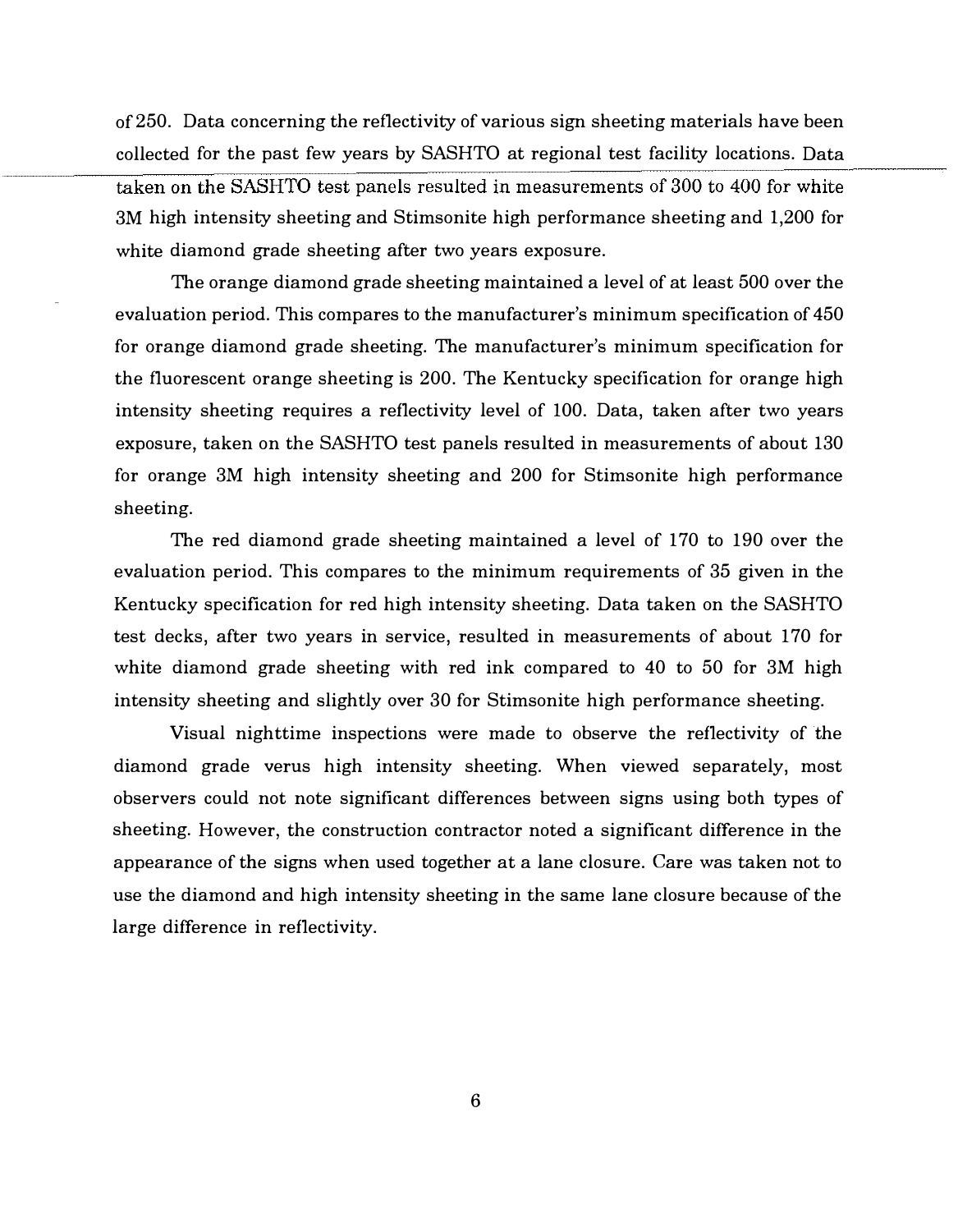of 250. Data concerning the reflectivity of various sign sheeting materials have been collected for the past few years by SASHTO at regional test facility locations. Data taken on the SASHTO test panels resulted in measurements of 300 to 400 for white 3M high intensity sheeting and Stimsonite high performance sheeting and 1,200 for white diamond grade sheeting after two years exposure.

The orange diamond grade sheeting maintained a level of at least 500 over the evaluation period. This compares to the manufacturer's minimum specification of 450 for orange diamond grade sheeting. The manufacturer's minimum specification for the fluorescent orange sheeting is 200. The Kentucky specification for orange high intensity sheeting requires a reflectivity level of 100. Data, taken after two years exposure, taken on the SASHTO test panels resulted in measurements of about 130 for orange 3M high intensity sheeting and 200 for Stimsonite high performance sheeting.

The red diamond grade sheeting maintained a level of 170 to 190 over the evaluation period. This compares to the minimum requirements of 35 given in the Kentucky specification for red high intensity sheeting. Data taken on the SASHTO test decks, after two years in service, resulted in measurements of about 170 for white diamond grade sheeting with red ink compared to 40 to 50 for 3M high intensity sheeting and slightly over 30 for Stimsonite high performance sheeting.

Visual nighttime inspections were made to observe the reflectivity of the diamond grade verus high intensity sheeting. When viewed separately, most observers could not note significant differences between signs using both types of sheeting. However, the construction contractor noted a significant difference in the appearance of the signs when used together at a lane closure. Care was taken not to use the diamond and high intensity sheeting in the same lane closure because of the large difference in reflectivity.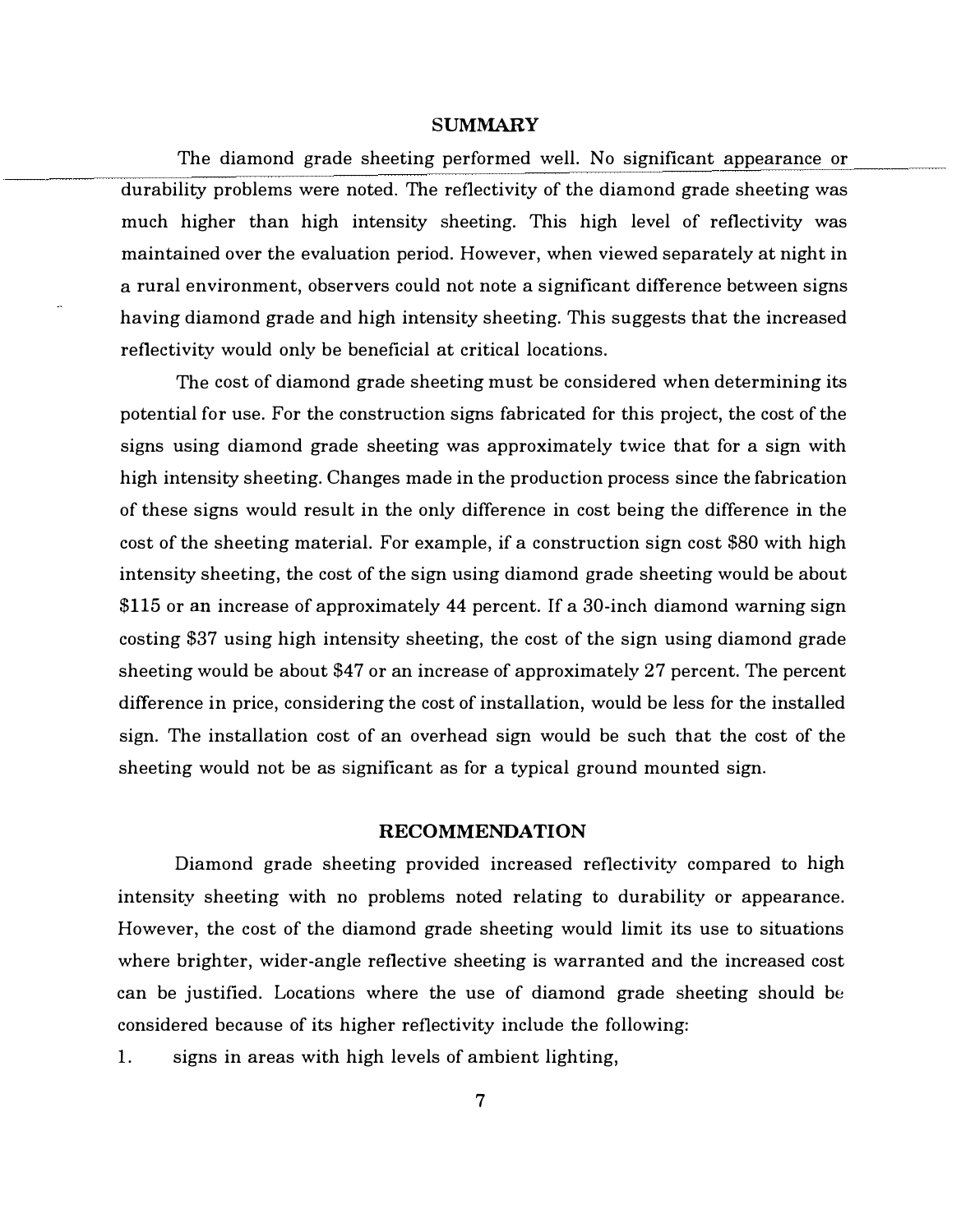## SUMMARY

The diamond grade sheeting performed well. No significant appearance or durability problems were noted. The reflectivity of the diamond grade sheeting was much higher than high intensity sheeting. This high level of reflectivity was maintained over the evaluation period. However, when viewed separately at night in a rural environment, observers could not note a significant difference between signs having diamond grade and high intensity sheeting. This suggests that the increased reflectivity would only be beneficial at critical locations.

The cost of diamond grade sheeting must be considered when determining its potential for use. For the construction signs fabricated for this project, the cost of the signs using diamond grade sheeting was approximately twice that for a sign with high intensity sheeting. Changes made in the production process since the fabrication of these signs would result in the only difference in cost being the difference in the cost of the sheeting material. For example, if a construction sign cost $80 with high intensity sheeting, the cost of the sign using diamond grade sheeting would be about $115 or an increase of approximately 44 percent. If a 30-inch diamond warning sign costing $37 using high intensity sheeting, the cost of the sign using diamond grade sheeting would be about $47 or an increase of approximately 27 percent. The percent difference in price, considering the cost of installation, would be less for the installed sign. The installation cost of an overhead sign would be such that the cost of the sheeting would not be as significant as for a typical ground mounted sign.

## RECOMMENDATION

Diamond grade sheeting provided increased reflectivity compared to high intensity sheeting with no problems noted relating to durability or appearance. However, the cost of the diamond grade sheeting would limit its use to situations where brighter, wider-angle reflective sheeting is warranted and the increased cost can be justified. Locations where the use of diamond grade sheeting should be considered because of its higher reflectivity include the following:

1. signs in areas with high levels of ambient lighting,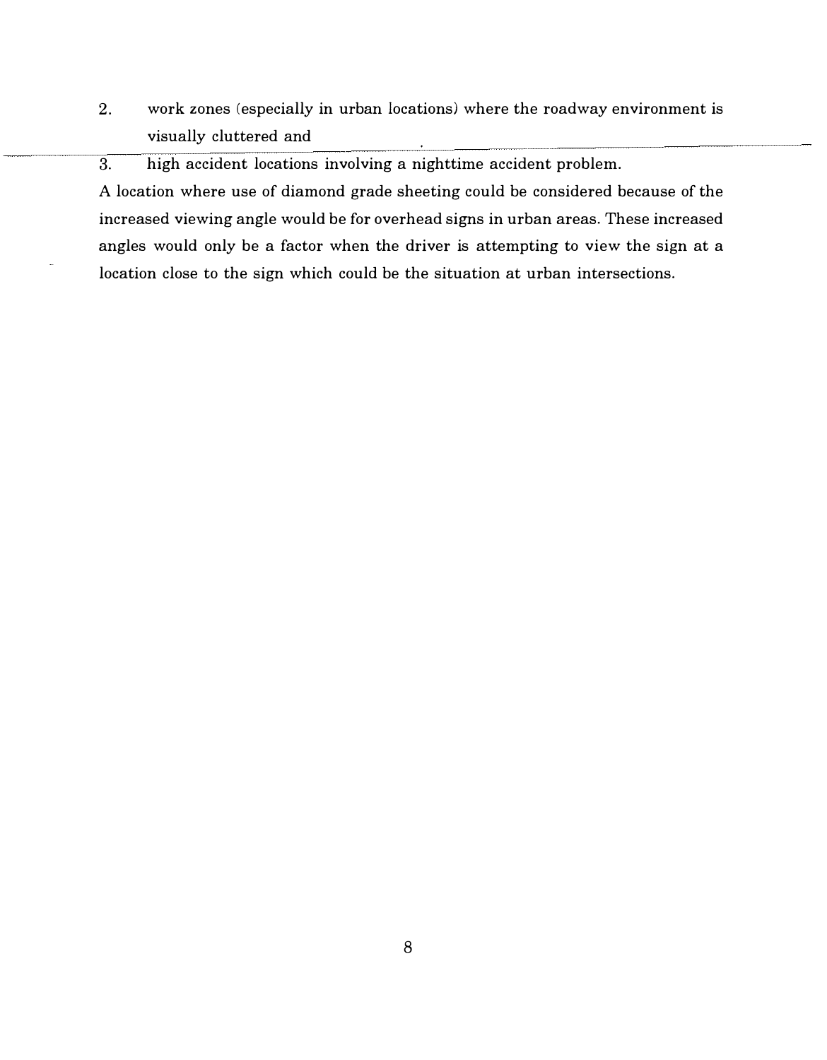2. work zones (especially in urban locations) where the roadway environment is visually cluttered and
3. high accident locations involving a nighttime accident problem.

A location where use of diamond grade sheeting could be considered because of the increased viewing angle would be for overhead signs in urban areas. These increased angles would only be a factor when the driver is attempting to view the sign at a location close to the sign which could be the situation at urban intersections.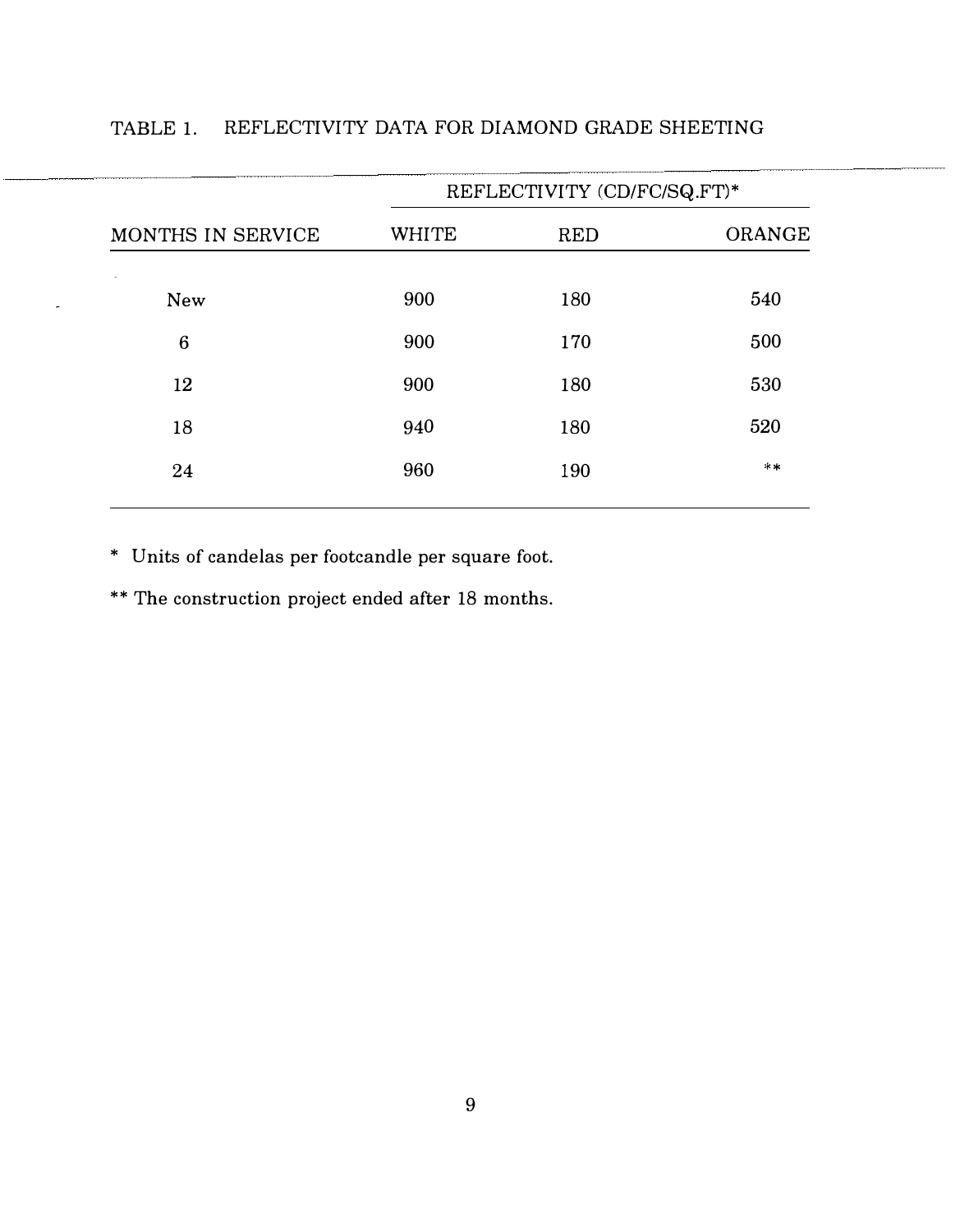TABLE 1. REFLECTIVITY DATA FOR DIAMOND GRADE SHEETING

| MONTHS IN SERVICE | REFLECTIVITY (CD/FC/SQ.FT)* | | |
|---|---|---|---|
| | WHITE | RED | ORANGE |
| New | 900 | 180 | 540 |
| 6 | 900 | 170 | 500 |
| 12 | 900 | 180 | 530 |
| 18 | 940 | 180 | 520 |
| 24 | 960 | 190 | ** |

* Units of candelas per footcandle per square foot.

** The construction project ended after 18 months.